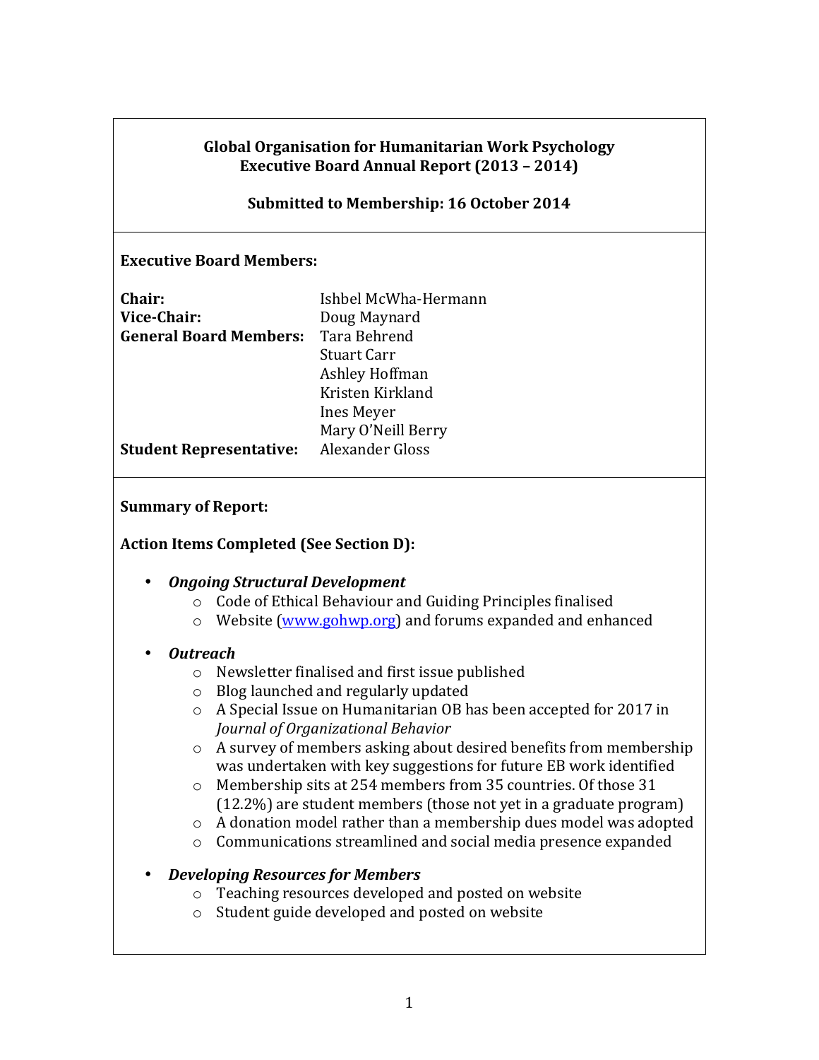**Global Organisation for Humanitarian Work Psychology**
**Executive Board Annual Report (2013 – 2014)**

**Submitted to Membership: 16 October 2014**

**Executive Board Members:**

| | |
|---|---|
| **Chair:** | Ishbel McWha-Hermann |
| **Vice-Chair:** | Doug Maynard |
| **General Board Members:** | Tara Behrend |
| | Stuart Carr |
| | Ashley Hoffman |
| | Kristen Kirkland |
| | Ines Meyer |
| | Mary O'Neill Berry |
| **Student Representative:** | Alexander Gloss |

**Summary of Report:**

**Action Items Completed (See Section D):**

- ***Ongoing Structural Development***
  - Code of Ethical Behaviour and Guiding Principles finalised
  - Website ([www.gohwp.org](www.gohwp.org)) and forums expanded and enhanced
- ***Outreach***
  - Newsletter finalised and first issue published
  - Blog launched and regularly updated
  - A Special Issue on Humanitarian OB has been accepted for 2017 in *Journal of Organizational Behavior*
  - A survey of members asking about desired benefits from membership was undertaken with key suggestions for future EB work identified
  - Membership sits at 254 members from 35 countries. Of those 31 (12.2%) are student members (those not yet in a graduate program)
  - A donation model rather than a membership dues model was adopted
  - Communications streamlined and social media presence expanded
- ***Developing Resources for Members***
  - Teaching resources developed and posted on website
  - Student guide developed and posted on website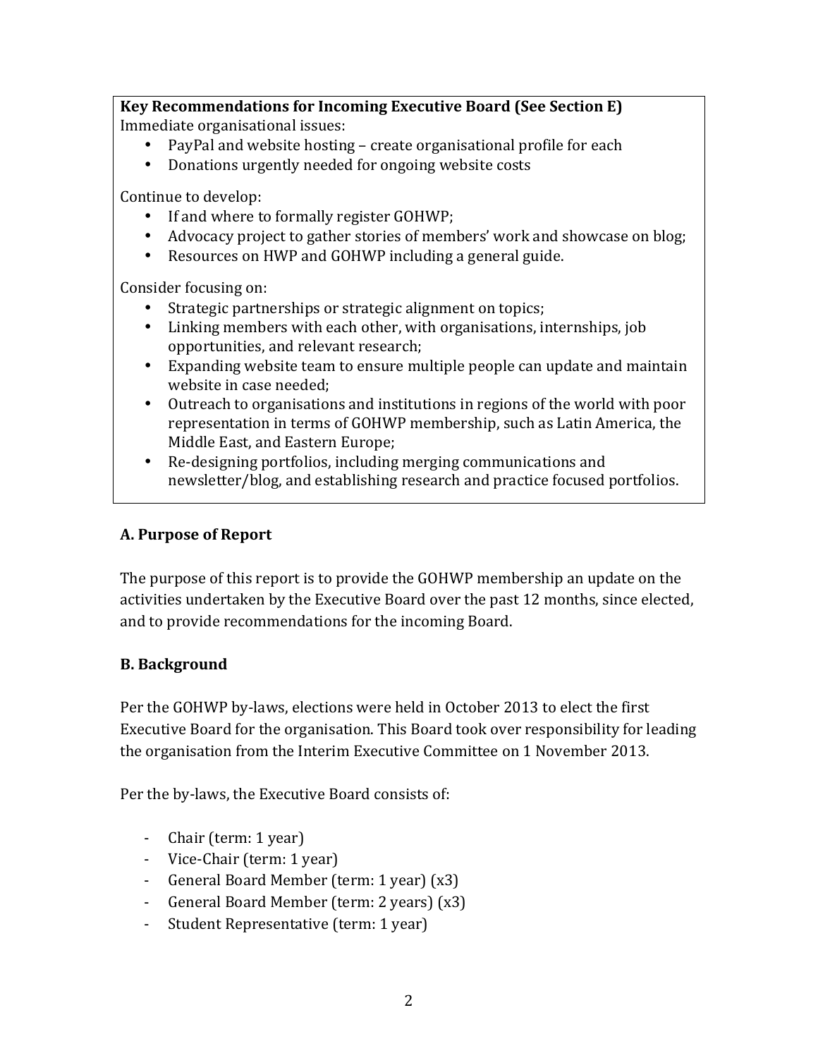**Key Recommendations for Incoming Executive Board (See Section E)**
Immediate organisational issues:

- PayPal and website hosting – create organisational profile for each
- Donations urgently needed for ongoing website costs

Continue to develop:

- If and where to formally register GOHWP;
- Advocacy project to gather stories of members' work and showcase on blog;
- Resources on HWP and GOHWP including a general guide.

Consider focusing on:

- Strategic partnerships or strategic alignment on topics;
- Linking members with each other, with organisations, internships, job opportunities, and relevant research;
- Expanding website team to ensure multiple people can update and maintain website in case needed;
- Outreach to organisations and institutions in regions of the world with poor representation in terms of GOHWP membership, such as Latin America, the Middle East, and Eastern Europe;
- Re-designing portfolios, including merging communications and newsletter/blog, and establishing research and practice focused portfolios.

## A. Purpose of Report

The purpose of this report is to provide the GOHWP membership an update on the activities undertaken by the Executive Board over the past 12 months, since elected, and to provide recommendations for the incoming Board.

## B. Background

Per the GOHWP by-laws, elections were held in October 2013 to elect the first Executive Board for the organisation. This Board took over responsibility for leading the organisation from the Interim Executive Committee on 1 November 2013.

Per the by-laws, the Executive Board consists of:

- Chair (term: 1 year)
- Vice-Chair (term: 1 year)
- General Board Member (term: 1 year) (x3)
- General Board Member (term: 2 years) (x3)
- Student Representative (term: 1 year)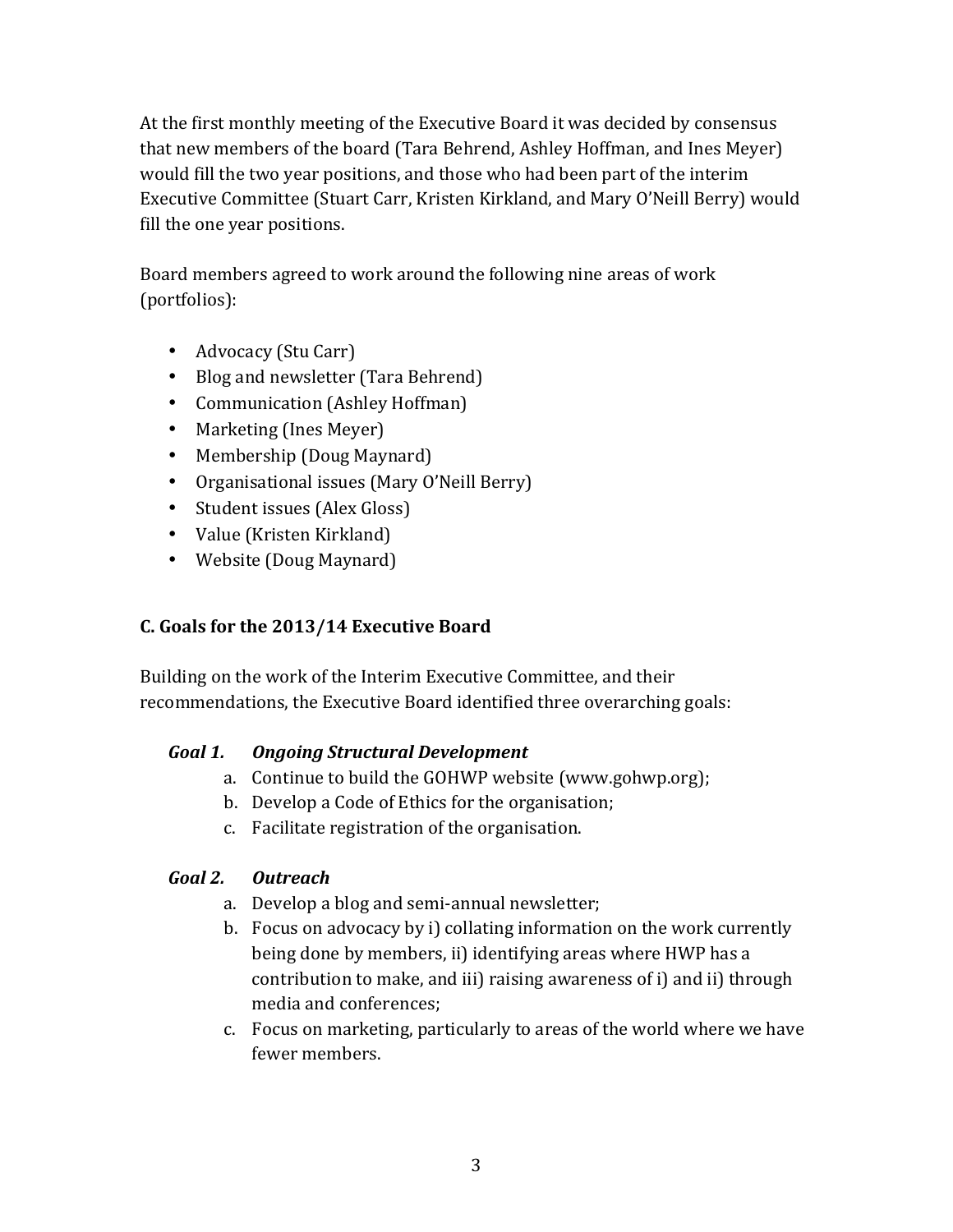At the first monthly meeting of the Executive Board it was decided by consensus that new members of the board (Tara Behrend, Ashley Hoffman, and Ines Meyer) would fill the two year positions, and those who had been part of the interim Executive Committee (Stuart Carr, Kristen Kirkland, and Mary O'Neill Berry) would fill the one year positions.

Board members agreed to work around the following nine areas of work (portfolios):

- Advocacy (Stu Carr)
- Blog and newsletter (Tara Behrend)
- Communication (Ashley Hoffman)
- Marketing (Ines Meyer)
- Membership (Doug Maynard)
- Organisational issues (Mary O'Neill Berry)
- Student issues (Alex Gloss)
- Value (Kristen Kirkland)
- Website (Doug Maynard)

### C. Goals for the 2013/14 Executive Board

Building on the work of the Interim Executive Committee, and their recommendations, the Executive Board identified three overarching goals:

#### *Goal 1. Ongoing Structural Development*

a. Continue to build the GOHWP website (www.gohwp.org);
b. Develop a Code of Ethics for the organisation;
c. Facilitate registration of the organisation.

#### *Goal 2. Outreach*

a. Develop a blog and semi-annual newsletter;
b. Focus on advocacy by i) collating information on the work currently being done by members, ii) identifying areas where HWP has a contribution to make, and iii) raising awareness of i) and ii) through media and conferences;
c. Focus on marketing, particularly to areas of the world where we have fewer members.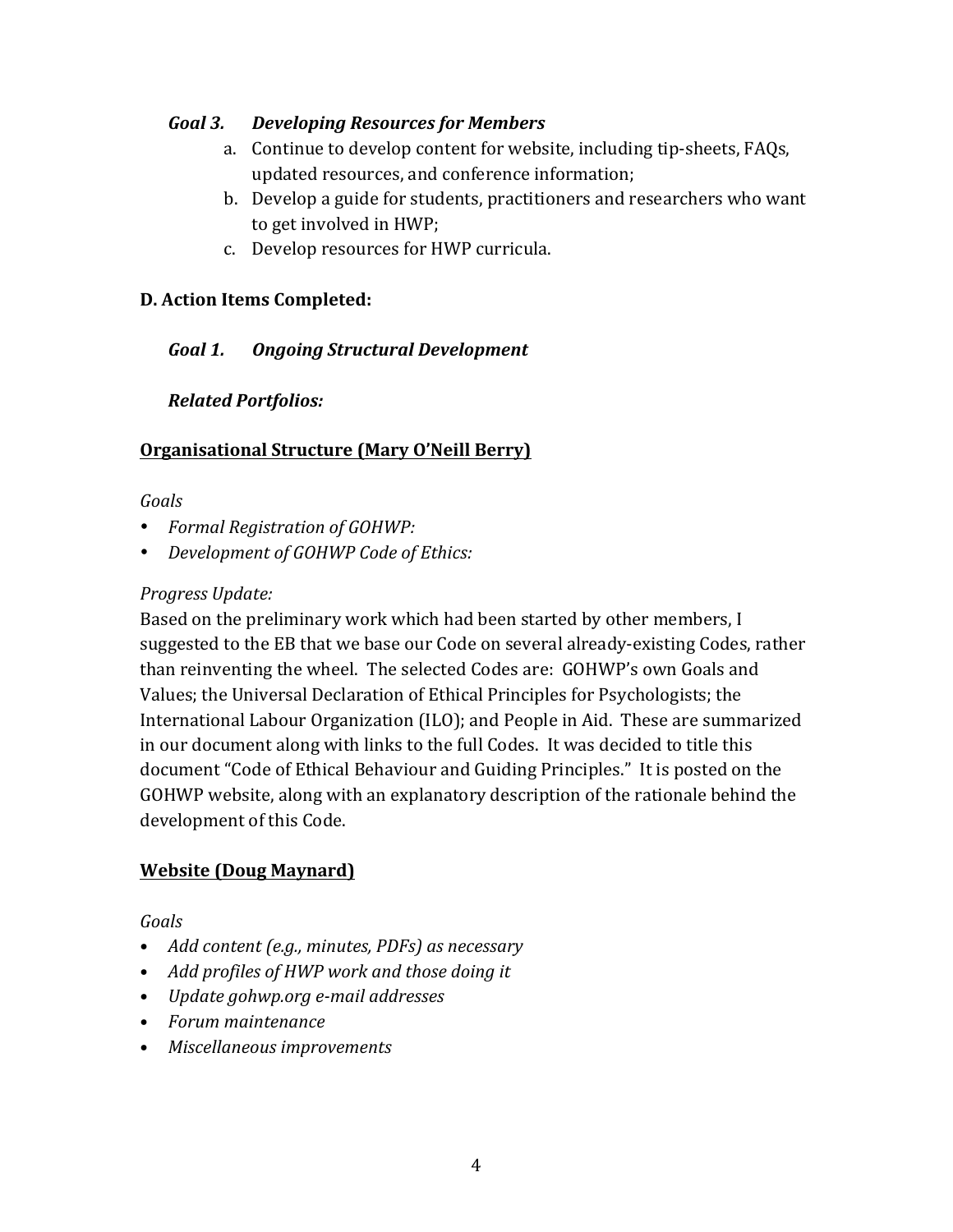***Goal 3. Developing Resources for Members***

a. Continue to develop content for website, including tip-sheets, FAQs, updated resources, and conference information;
b. Develop a guide for students, practitioners and researchers who want to get involved in HWP;
c. Develop resources for HWP curricula.

**D. Action Items Completed:**

***Goal 1. Ongoing Structural Development***

***Related Portfolios:***

**<u>Organisational Structure (Mary O'Neill Berry)</u>**

*Goals*

- *Formal Registration of GOHWP:*
- *Development of GOHWP Code of Ethics:*

*Progress Update:*

Based on the preliminary work which had been started by other members, I suggested to the EB that we base our Code on several already-existing Codes, rather than reinventing the wheel. The selected Codes are: GOHWP's own Goals and Values; the Universal Declaration of Ethical Principles for Psychologists; the International Labour Organization (ILO); and People in Aid. These are summarized in our document along with links to the full Codes. It was decided to title this document "Code of Ethical Behaviour and Guiding Principles." It is posted on the GOHWP website, along with an explanatory description of the rationale behind the development of this Code.

**<u>Website (Doug Maynard)</u>**

*Goals*

- *Add content (e.g., minutes, PDFs) as necessary*
- *Add profiles of HWP work and those doing it*
- *Update gohwp.org e-mail addresses*
- *Forum maintenance*
- *Miscellaneous improvements*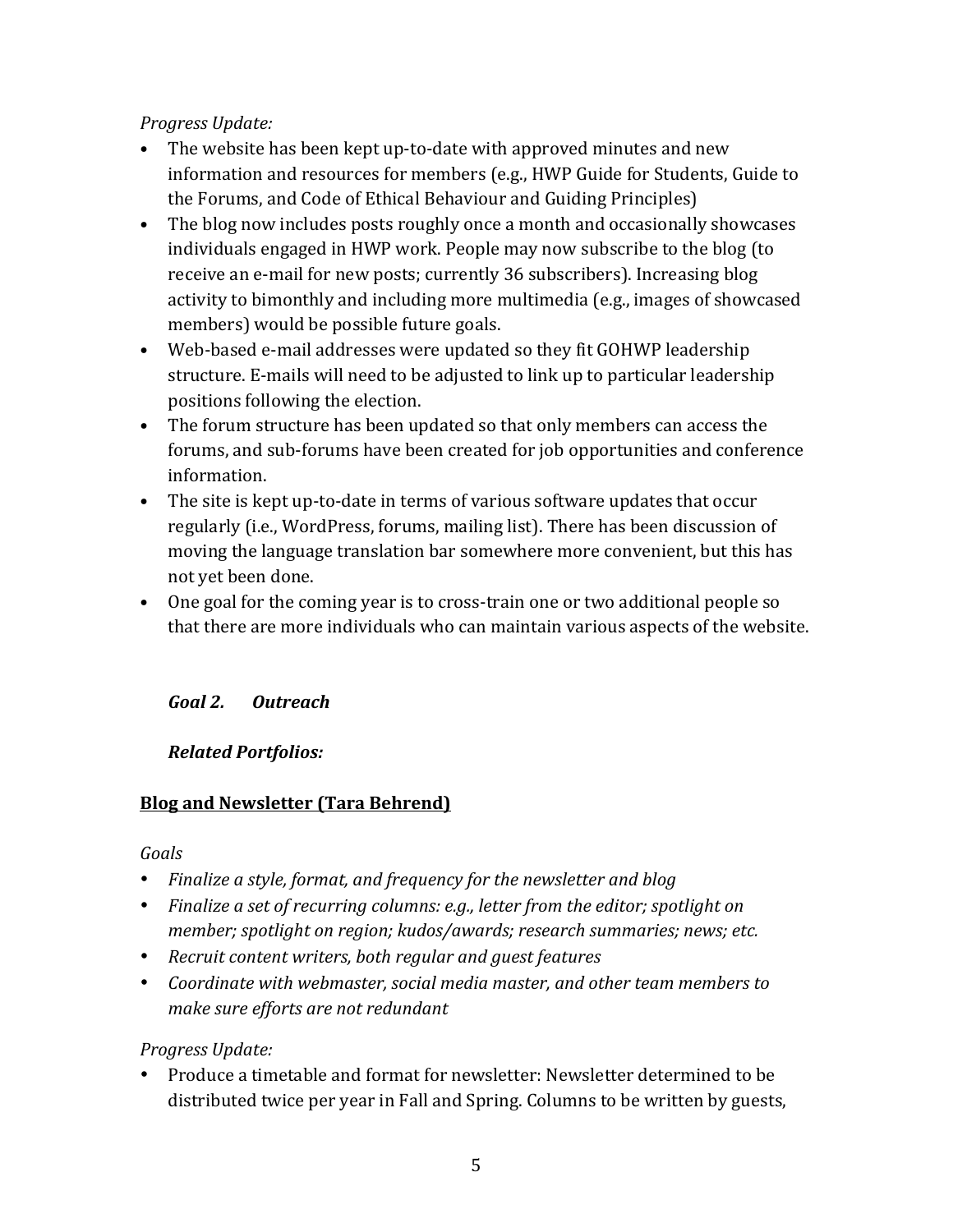*Progress Update:*

- The website has been kept up-to-date with approved minutes and new information and resources for members (e.g., HWP Guide for Students, Guide to the Forums, and Code of Ethical Behaviour and Guiding Principles)
- The blog now includes posts roughly once a month and occasionally showcases individuals engaged in HWP work. People may now subscribe to the blog (to receive an e-mail for new posts; currently 36 subscribers). Increasing blog activity to bimonthly and including more multimedia (e.g., images of showcased members) would be possible future goals.
- Web-based e-mail addresses were updated so they fit GOHWP leadership structure. E-mails will need to be adjusted to link up to particular leadership positions following the election.
- The forum structure has been updated so that only members can access the forums, and sub-forums have been created for job opportunities and conference information.
- The site is kept up-to-date in terms of various software updates that occur regularly (i.e., WordPress, forums, mailing list). There has been discussion of moving the language translation bar somewhere more convenient, but this has not yet been done.
- One goal for the coming year is to cross-train one or two additional people so that there are more individuals who can maintain various aspects of the website.

***Goal 2. Outreach***

***Related Portfolios:***

**Blog and Newsletter (Tara Behrend)**

*Goals*

- *Finalize a style, format, and frequency for the newsletter and blog*
- *Finalize a set of recurring columns: e.g., letter from the editor; spotlight on member; spotlight on region; kudos/awards; research summaries; news; etc.*
- *Recruit content writers, both regular and guest features*
- *Coordinate with webmaster, social media master, and other team members to make sure efforts are not redundant*

*Progress Update:*

- Produce a timetable and format for newsletter: Newsletter determined to be distributed twice per year in Fall and Spring. Columns to be written by guests,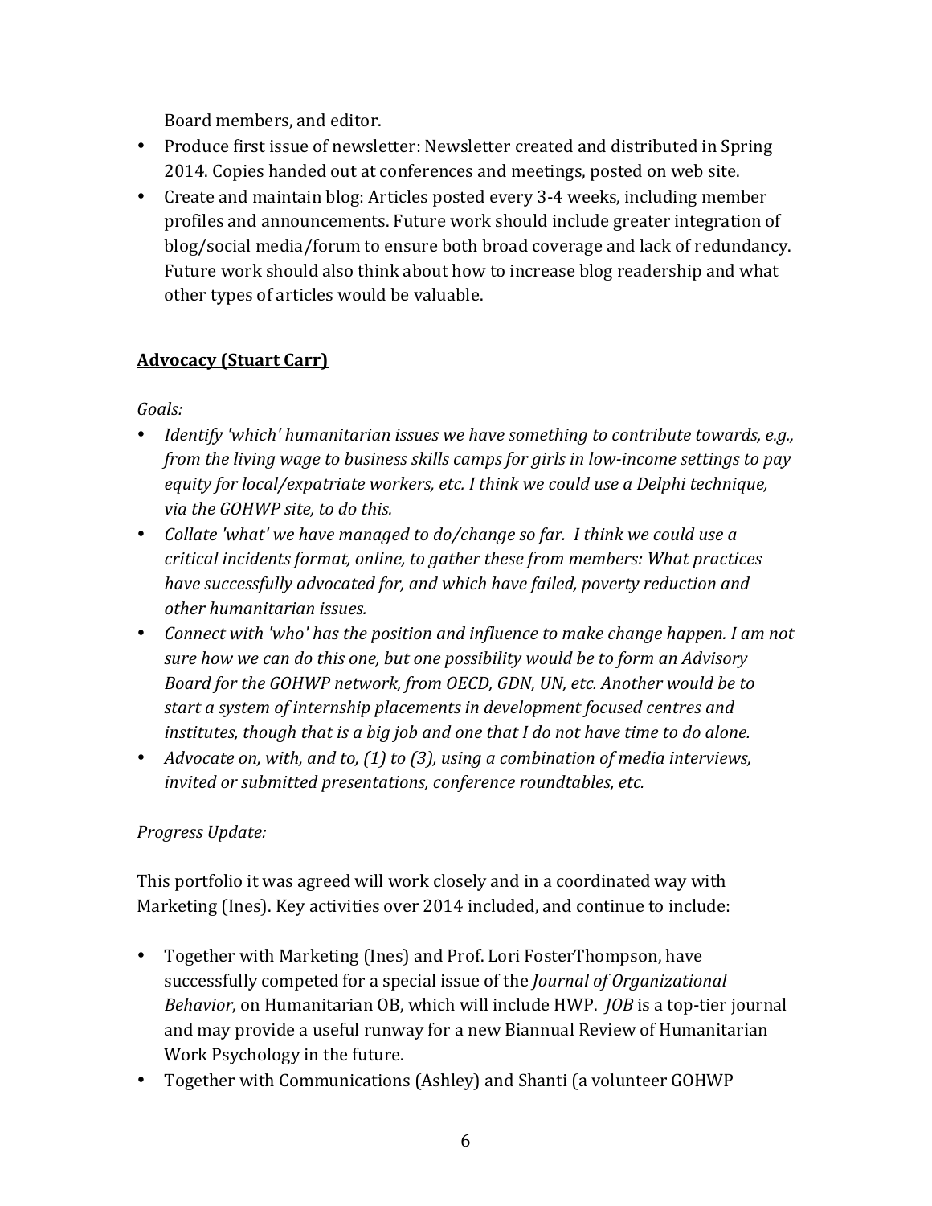Board members, and editor.

- Produce first issue of newsletter: Newsletter created and distributed in Spring 2014. Copies handed out at conferences and meetings, posted on web site.
- Create and maintain blog: Articles posted every 3-4 weeks, including member profiles and announcements. Future work should include greater integration of blog/social media/forum to ensure both broad coverage and lack of redundancy. Future work should also think about how to increase blog readership and what other types of articles would be valuable.

**Advocacy (Stuart Carr)**

*Goals:*

- *Identify 'which' humanitarian issues we have something to contribute towards, e.g., from the living wage to business skills camps for girls in low-income settings to pay equity for local/expatriate workers, etc. I think we could use a Delphi technique, via the GOHWP site, to do this.*
- *Collate 'what' we have managed to do/change so far. I think we could use a critical incidents format, online, to gather these from members: What practices have successfully advocated for, and which have failed, poverty reduction and other humanitarian issues.*
- *Connect with 'who' has the position and influence to make change happen. I am not sure how we can do this one, but one possibility would be to form an Advisory Board for the GOHWP network, from OECD, GDN, UN, etc. Another would be to start a system of internship placements in development focused centres and institutes, though that is a big job and one that I do not have time to do alone.*
- *Advocate on, with, and to, (1) to (3), using a combination of media interviews, invited or submitted presentations, conference roundtables, etc.*

*Progress Update:*

This portfolio it was agreed will work closely and in a coordinated way with Marketing (Ines). Key activities over 2014 included, and continue to include:

- Together with Marketing (Ines) and Prof. Lori FosterThompson, have successfully competed for a special issue of the *Journal of Organizational Behavior*, on Humanitarian OB, which will include HWP. *JOB* is a top-tier journal and may provide a useful runway for a new Biannual Review of Humanitarian Work Psychology in the future.
- Together with Communications (Ashley) and Shanti (a volunteer GOHWP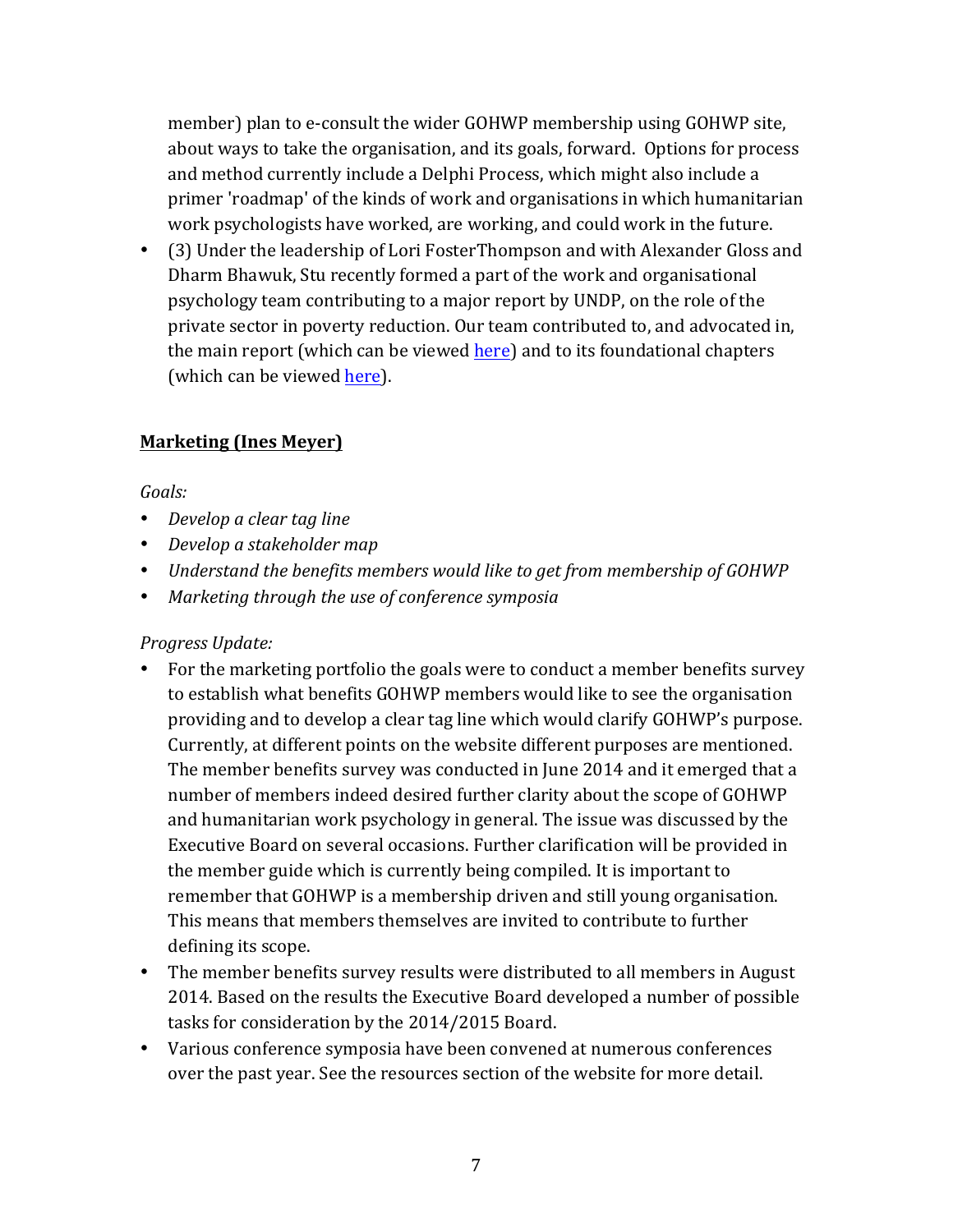member) plan to e-consult the wider GOHWP membership using GOHWP site, about ways to take the organisation, and its goals, forward. Options for process and method currently include a Delphi Process, which might also include a primer 'roadmap' of the kinds of work and organisations in which humanitarian work psychologists have worked, are working, and could work in the future.

- (3) Under the leadership of Lori FosterThompson and with Alexander Gloss and Dharm Bhawuk, Stu recently formed a part of the work and organisational psychology team contributing to a major report by UNDP, on the role of the private sector in poverty reduction. Our team contributed to, and advocated in, the main report (which can be viewed here) and to its foundational chapters (which can be viewed here).

**Marketing (Ines Meyer)**

*Goals:*

- *Develop a clear tag line*
- *Develop a stakeholder map*
- *Understand the benefits members would like to get from membership of GOHWP*
- *Marketing through the use of conference symposia*

*Progress Update:*

- For the marketing portfolio the goals were to conduct a member benefits survey to establish what benefits GOHWP members would like to see the organisation providing and to develop a clear tag line which would clarify GOHWP's purpose. Currently, at different points on the website different purposes are mentioned. The member benefits survey was conducted in June 2014 and it emerged that a number of members indeed desired further clarity about the scope of GOHWP and humanitarian work psychology in general. The issue was discussed by the Executive Board on several occasions. Further clarification will be provided in the member guide which is currently being compiled. It is important to remember that GOHWP is a membership driven and still young organisation. This means that members themselves are invited to contribute to further defining its scope.
- The member benefits survey results were distributed to all members in August 2014. Based on the results the Executive Board developed a number of possible tasks for consideration by the 2014/2015 Board.
- Various conference symposia have been convened at numerous conferences over the past year. See the resources section of the website for more detail.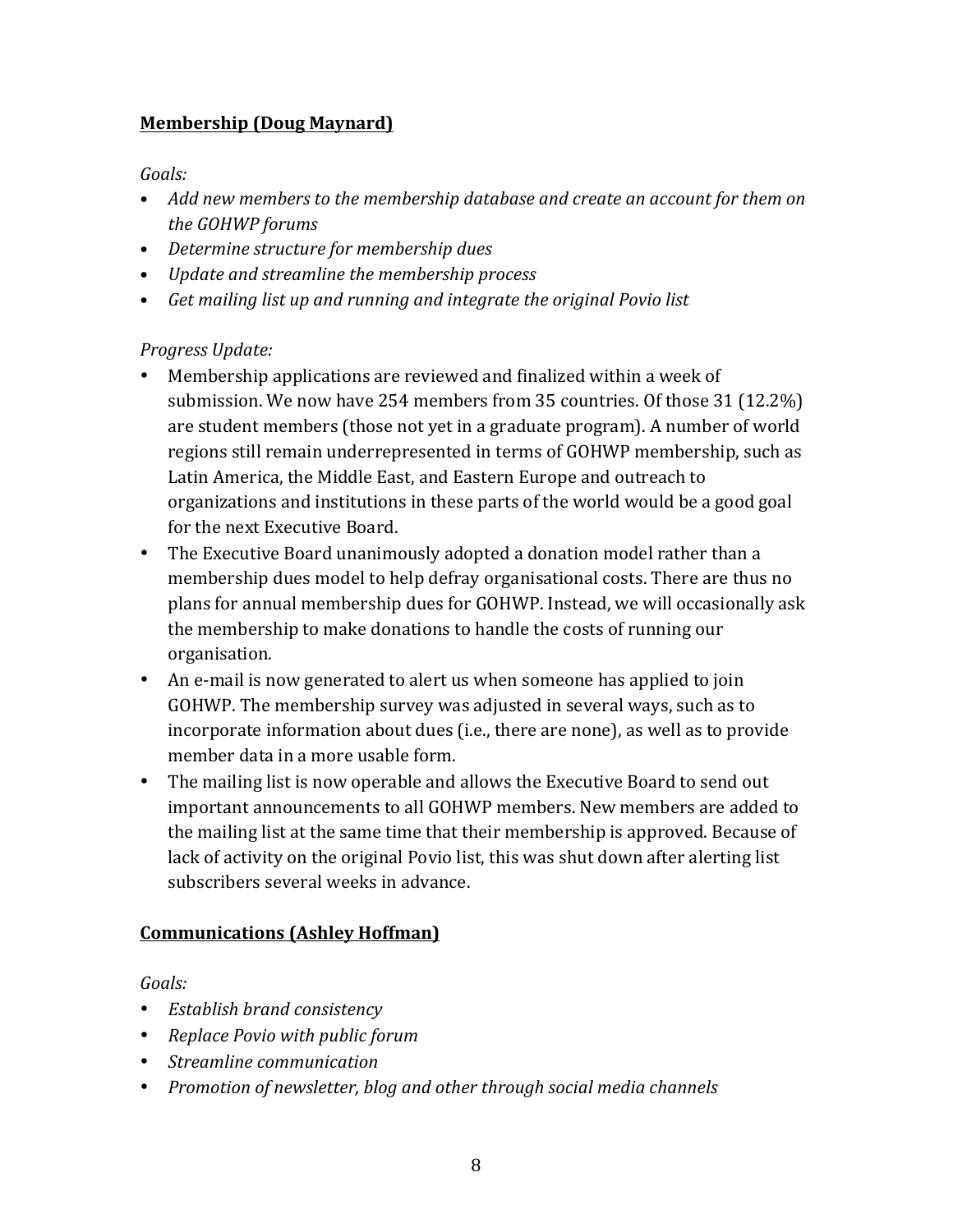**<u>Membership (Doug Maynard)</u>**

*Goals:*

- *Add new members to the membership database and create an account for them on the GOHWP forums*
- *Determine structure for membership dues*
- *Update and streamline the membership process*
- *Get mailing list up and running and integrate the original Povio list*

*Progress Update:*

- Membership applications are reviewed and finalized within a week of submission. We now have 254 members from 35 countries. Of those 31 (12.2%) are student members (those not yet in a graduate program). A number of world regions still remain underrepresented in terms of GOHWP membership, such as Latin America, the Middle East, and Eastern Europe and outreach to organizations and institutions in these parts of the world would be a good goal for the next Executive Board.
- The Executive Board unanimously adopted a donation model rather than a membership dues model to help defray organisational costs. There are thus no plans for annual membership dues for GOHWP. Instead, we will occasionally ask the membership to make donations to handle the costs of running our organisation.
- An e-mail is now generated to alert us when someone has applied to join GOHWP. The membership survey was adjusted in several ways, such as to incorporate information about dues (i.e., there are none), as well as to provide member data in a more usable form.
- The mailing list is now operable and allows the Executive Board to send out important announcements to all GOHWP members. New members are added to the mailing list at the same time that their membership is approved. Because of lack of activity on the original Povio list, this was shut down after alerting list subscribers several weeks in advance.

**<u>Communications (Ashley Hoffman)</u>**

*Goals:*

- *Establish brand consistency*
- *Replace Povio with public forum*
- *Streamline communication*
- *Promotion of newsletter, blog and other through social media channels*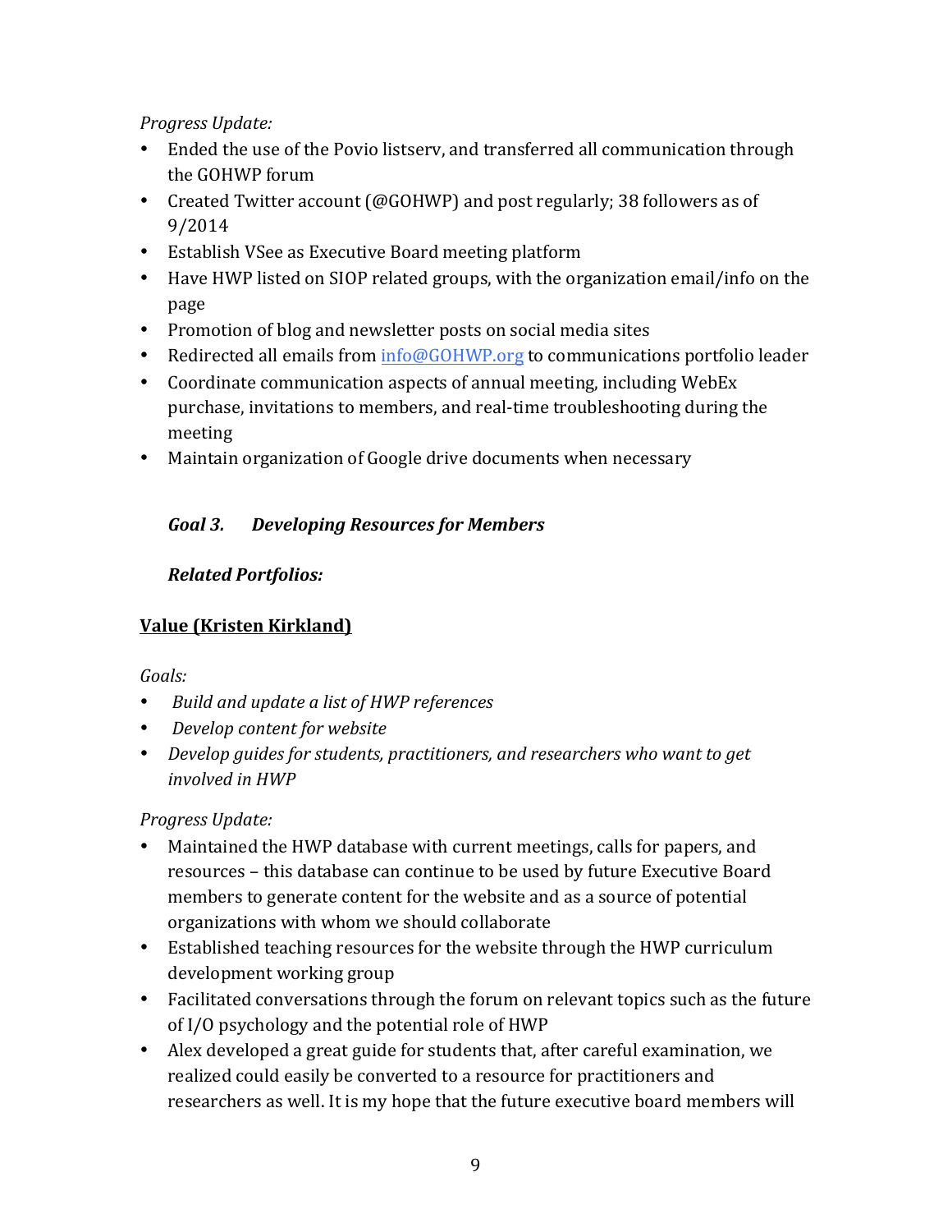*Progress Update:*

- Ended the use of the Povio listserv, and transferred all communication through the GOHWP forum
- Created Twitter account (@GOHWP) and post regularly; 38 followers as of 9/2014
- Establish VSee as Executive Board meeting platform
- Have HWP listed on SIOP related groups, with the organization email/info on the page
- Promotion of blog and newsletter posts on social media sites
- Redirected all emails from [info@GOHWP.org](mailto:info@GOHWP.org) to communications portfolio leader
- Coordinate communication aspects of annual meeting, including WebEx purchase, invitations to members, and real-time troubleshooting during the meeting
- Maintain organization of Google drive documents when necessary

### *Goal 3. Developing Resources for Members*

***Related Portfolios:***

**<u>Value (Kristen Kirkland)</u>**

*Goals:*

- *Build and update a list of HWP references*
- *Develop content for website*
- *Develop guides for students, practitioners, and researchers who want to get involved in HWP*

*Progress Update:*

- Maintained the HWP database with current meetings, calls for papers, and resources – this database can continue to be used by future Executive Board members to generate content for the website and as a source of potential organizations with whom we should collaborate
- Established teaching resources for the website through the HWP curriculum development working group
- Facilitated conversations through the forum on relevant topics such as the future of I/O psychology and the potential role of HWP
- Alex developed a great guide for students that, after careful examination, we realized could easily be converted to a resource for practitioners and researchers as well. It is my hope that the future executive board members will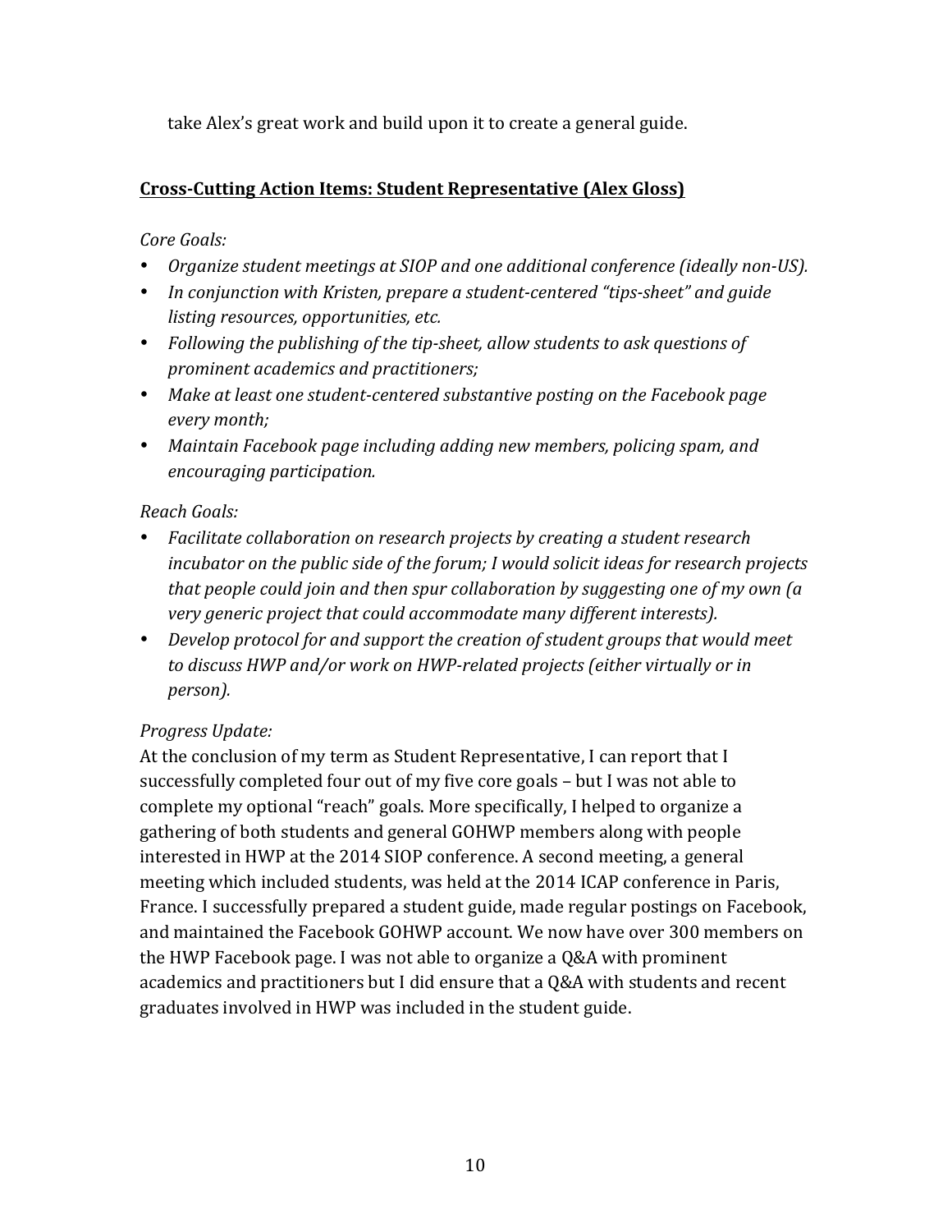take Alex's great work and build upon it to create a general guide.

**<u>Cross-Cutting Action Items: Student Representative (Alex Gloss)</u>**

*Core Goals:*

- *Organize student meetings at SIOP and one additional conference (ideally non-US).*
- *In conjunction with Kristen, prepare a student-centered "tips-sheet" and guide listing resources, opportunities, etc.*
- *Following the publishing of the tip-sheet, allow students to ask questions of prominent academics and practitioners;*
- *Make at least one student-centered substantive posting on the Facebook page every month;*
- *Maintain Facebook page including adding new members, policing spam, and encouraging participation.*

*Reach Goals:*

- *Facilitate collaboration on research projects by creating a student research incubator on the public side of the forum; I would solicit ideas for research projects that people could join and then spur collaboration by suggesting one of my own (a very generic project that could accommodate many different interests).*
- *Develop protocol for and support the creation of student groups that would meet to discuss HWP and/or work on HWP-related projects (either virtually or in person).*

*Progress Update:*

At the conclusion of my term as Student Representative, I can report that I successfully completed four out of my five core goals – but I was not able to complete my optional "reach" goals. More specifically, I helped to organize a gathering of both students and general GOHWP members along with people interested in HWP at the 2014 SIOP conference. A second meeting, a general meeting which included students, was held at the 2014 ICAP conference in Paris, France. I successfully prepared a student guide, made regular postings on Facebook, and maintained the Facebook GOHWP account. We now have over 300 members on the HWP Facebook page. I was not able to organize a Q&A with prominent academics and practitioners but I did ensure that a Q&A with students and recent graduates involved in HWP was included in the student guide.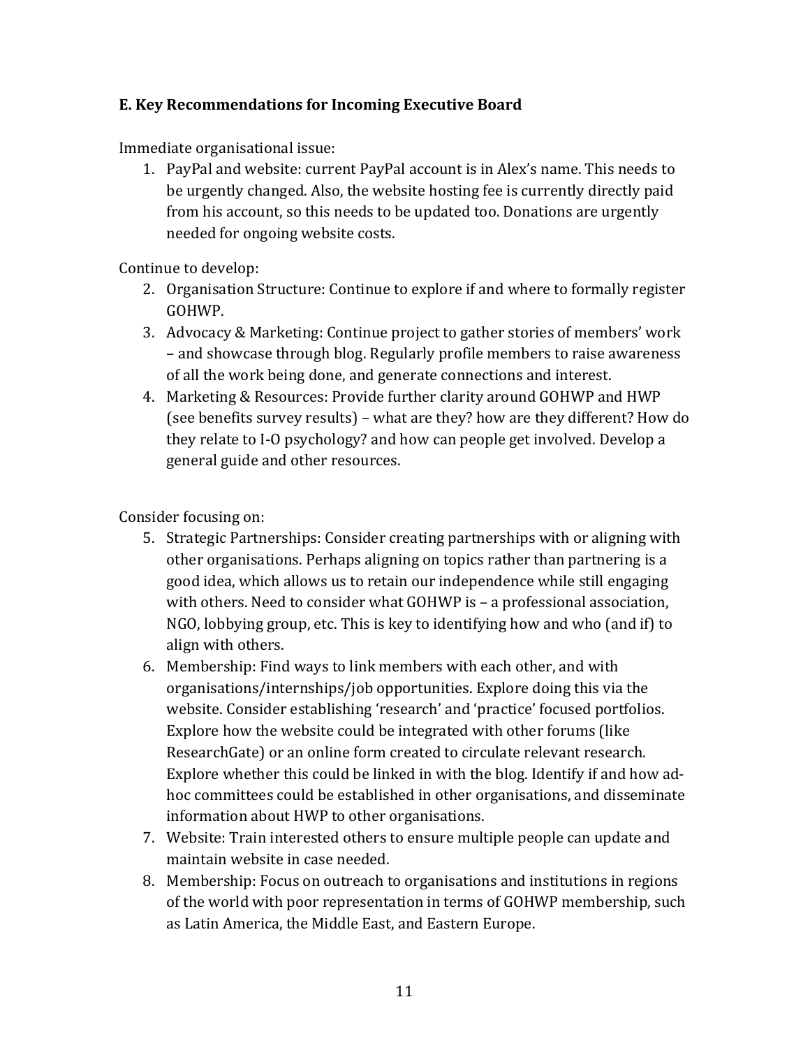### E. Key Recommendations for Incoming Executive Board

Immediate organisational issue:

1. PayPal and website: current PayPal account is in Alex's name. This needs to be urgently changed. Also, the website hosting fee is currently directly paid from his account, so this needs to be updated too. Donations are urgently needed for ongoing website costs.

Continue to develop:

2. Organisation Structure: Continue to explore if and where to formally register GOHWP.
3. Advocacy & Marketing: Continue project to gather stories of members' work – and showcase through blog. Regularly profile members to raise awareness of all the work being done, and generate connections and interest.
4. Marketing & Resources: Provide further clarity around GOHWP and HWP (see benefits survey results) – what are they? how are they different? How do they relate to I-O psychology? and how can people get involved. Develop a general guide and other resources.

Consider focusing on:

5. Strategic Partnerships: Consider creating partnerships with or aligning with other organisations. Perhaps aligning on topics rather than partnering is a good idea, which allows us to retain our independence while still engaging with others. Need to consider what GOHWP is – a professional association, NGO, lobbying group, etc. This is key to identifying how and who (and if) to align with others.
6. Membership: Find ways to link members with each other, and with organisations/internships/job opportunities. Explore doing this via the website. Consider establishing 'research' and 'practice' focused portfolios. Explore how the website could be integrated with other forums (like ResearchGate) or an online form created to circulate relevant research. Explore whether this could be linked in with the blog. Identify if and how ad-hoc committees could be established in other organisations, and disseminate information about HWP to other organisations.
7. Website: Train interested others to ensure multiple people can update and maintain website in case needed.
8. Membership: Focus on outreach to organisations and institutions in regions of the world with poor representation in terms of GOHWP membership, such as Latin America, the Middle East, and Eastern Europe.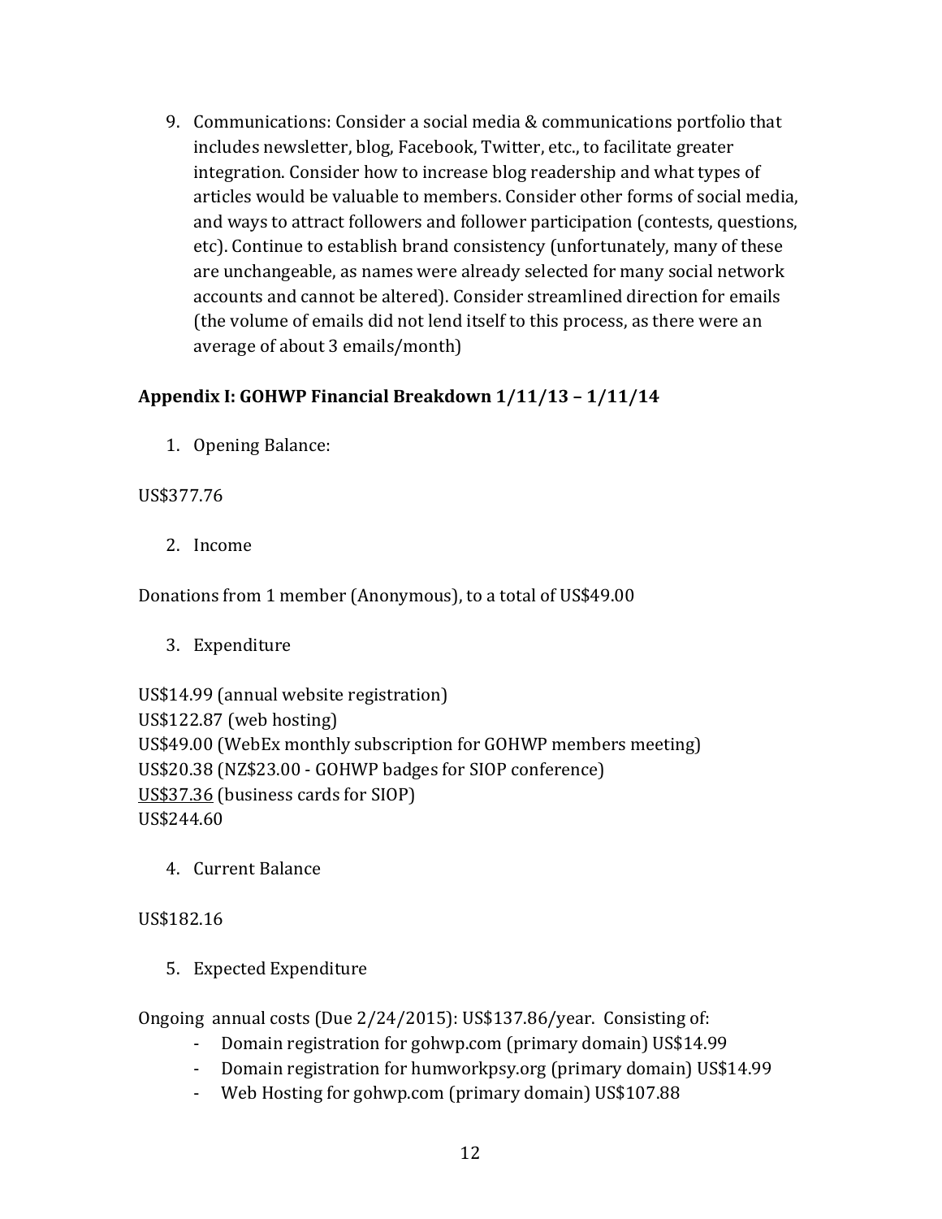9. Communications: Consider a social media & communications portfolio that includes newsletter, blog, Facebook, Twitter, etc., to facilitate greater integration. Consider how to increase blog readership and what types of articles would be valuable to members. Consider other forms of social media, and ways to attract followers and follower participation (contests, questions, etc). Continue to establish brand consistency (unfortunately, many of these are unchangeable, as names were already selected for many social network accounts and cannot be altered). Consider streamlined direction for emails (the volume of emails did not lend itself to this process, as there were an average of about 3 emails/month)

## Appendix I: GOHWP Financial Breakdown 1/11/13 – 1/11/14

1. Opening Balance:

US$377.76

2. Income

Donations from 1 member (Anonymous), to a total of US$49.00

3. Expenditure

US$14.99 (annual website registration)
US$122.87 (web hosting)
US$49.00 (WebEx monthly subscription for GOHWP members meeting)
US$20.38 (NZ$23.00 - GOHWP badges for SIOP conference)
<u>US$37.36</u> (business cards for SIOP)
US$244.60

4. Current Balance

US$182.16

5. Expected Expenditure

Ongoing annual costs (Due 2/24/2015): US$137.86/year. Consisting of:

- Domain registration for gohwp.com (primary domain) US$14.99
- Domain registration for humworkpsy.org (primary domain) US$14.99
- Web Hosting for gohwp.com (primary domain) US$107.88